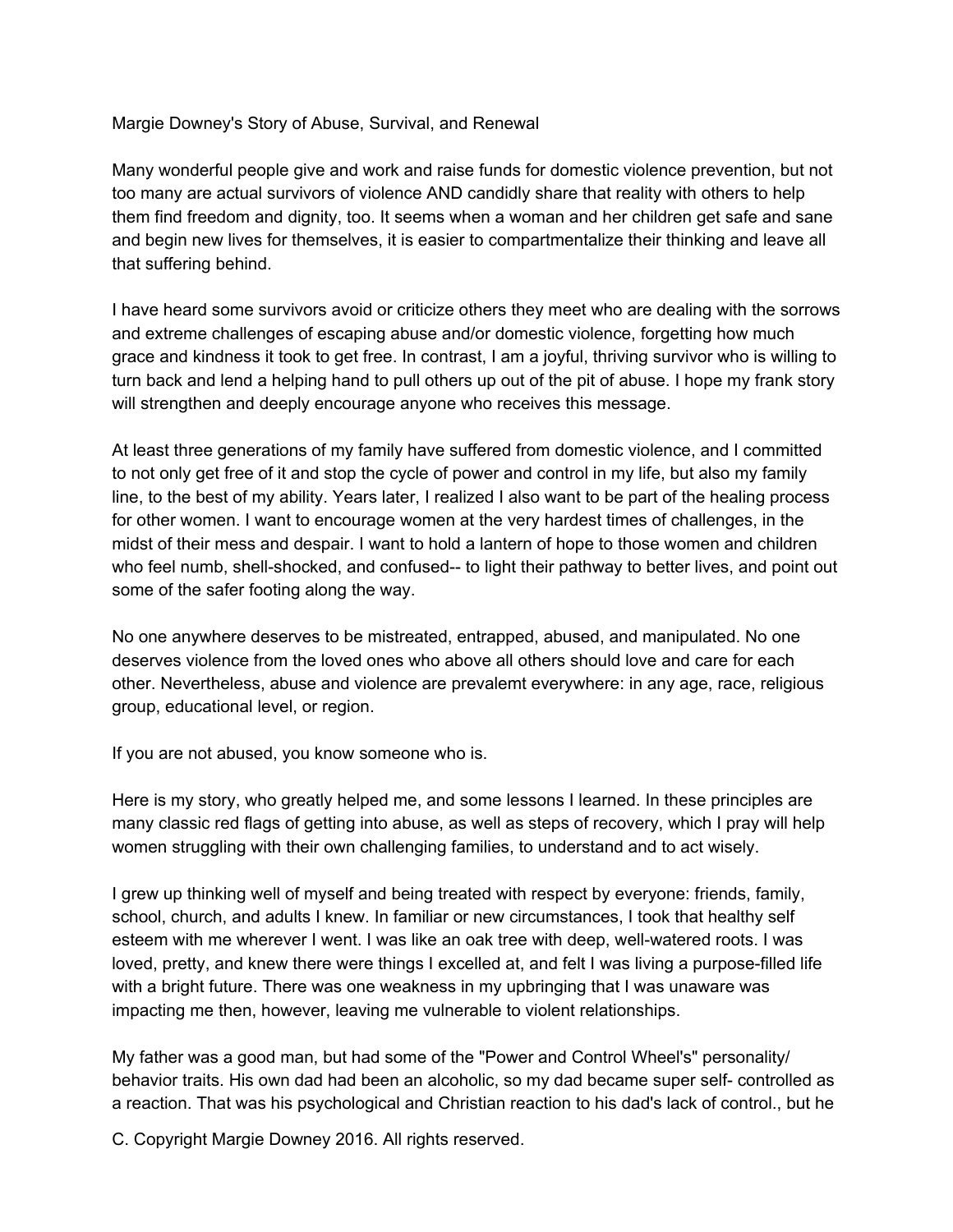# Margie Downey's Story of Abuse, Survival, and Renewal

Many wonderful people give and work and raise funds for domestic violence prevention, but not too many are actual survivors of violence AND candidly share that reality with others to help them find freedom and dignity, too. It seems when a woman and her children get safe and sane and begin new lives for themselves, it is easier to compartmentalize their thinking and leave all that suffering behind.

I have heard some survivors avoid or criticize others they meet who are dealing with the sorrows and extreme challenges of escaping abuse and/or domestic violence, forgetting how much grace and kindness it took to get free. In contrast, I am a joyful, thriving survivor who is willing to turn back and lend a helping hand to pull others up out of the pit of abuse. I hope my frank story will strengthen and deeply encourage anyone who receives this message.

At least three generations of my family have suffered from domestic violence, and I committed to not only get free of it and stop the cycle of power and control in my life, but also my family line, to the best of my ability. Years later, I realized I also want to be part of the healing process for other women. I want to encourage women at the very hardest times of challenges, in the midst of their mess and despair. I want to hold a lantern of hope to those women and children who feel numb, shell-shocked, and confused-- to light their pathway to better lives, and point out some of the safer footing along the way.

No one anywhere deserves to be mistreated, entrapped, abused, and manipulated. No one deserves violence from the loved ones who above all others should love and care for each other. Nevertheless, abuse and violence are prevalemt everywhere: in any age, race, religious group, educational level, or region.

If you are not abused, you know someone who is.

Here is my story, who greatly helped me, and some lessons I learned. In these principles are many classic red flags of getting into abuse, as well as steps of recovery, which I pray will help women struggling with their own challenging families, to understand and to act wisely.

I grew up thinking well of myself and being treated with respect by everyone: friends, family, school, church, and adults I knew. In familiar or new circumstances, I took that healthy self esteem with me wherever I went. I was like an oak tree with deep, well-watered roots. I was loved, pretty, and knew there were things I excelled at, and felt I was living a purpose-filled life with a bright future. There was one weakness in my upbringing that I was unaware was impacting me then, however, leaving me vulnerable to violent relationships.

My father was a good man, but had some of the "Power and Control Wheel's" personality/ behavior traits. His own dad had been an alcoholic, so my dad became super self- controlled as a reaction. That was his psychological and Christian reaction to his dad's lack of control., but he

C. Copyright Margie Downey 2016. All rights reserved.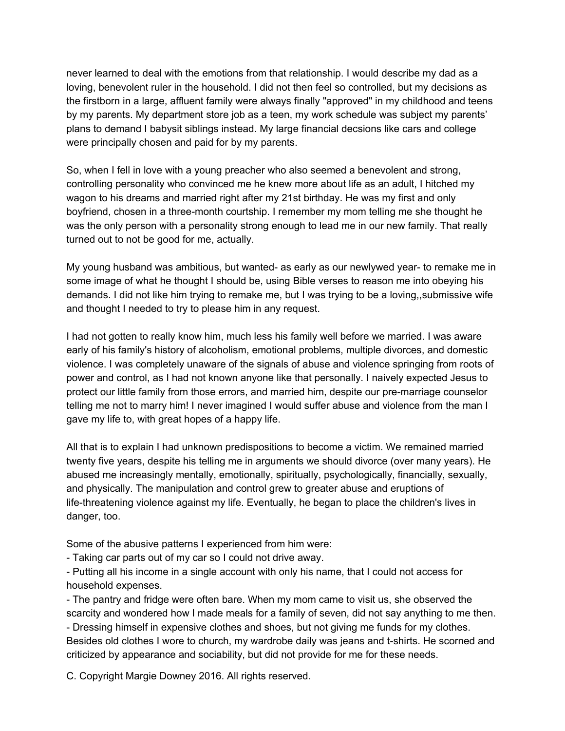never learned to deal with the emotions from that relationship. I would describe my dad as a loving, benevolent ruler in the household. I did not then feel so controlled, but my decisions as the firstborn in a large, affluent family were always finally "approved" in my childhood and teens by my parents. My department store job as a teen, my work schedule was subject my parents' plans to demand I babysit siblings instead. My large financial decsions like cars and college were principally chosen and paid for by my parents.

So, when I fell in love with a young preacher who also seemed a benevolent and strong, controlling personality who convinced me he knew more about life as an adult, I hitched my wagon to his dreams and married right after my 21st birthday. He was my first and only boyfriend, chosen in a three-month courtship. I remember my mom telling me she thought he was the only person with a personality strong enough to lead me in our new family. That really turned out to not be good for me, actually.

My young husband was ambitious, but wanted- as early as our newlywed year- to remake me in some image of what he thought I should be, using Bible verses to reason me into obeying his demands. I did not like him trying to remake me, but I was trying to be a loving,,submissive wife and thought I needed to try to please him in any request.

I had not gotten to really know him, much less his family well before we married. I was aware early of his family's history of alcoholism, emotional problems, multiple divorces, and domestic violence. I was completely unaware of the signals of abuse and violence springing from roots of power and control, as I had not known anyone like that personally. I naively expected Jesus to protect our little family from those errors, and married him, despite our pre-marriage counselor telling me not to marry him! I never imagined I would suffer abuse and violence from the man I gave my life to, with great hopes of a happy life.

All that is to explain I had unknown predispositions to become a victim. We remained married twenty five years, despite his telling me in arguments we should divorce (over many years). He abused me increasingly mentally, emotionally, spiritually, psychologically, financially, sexually, and physically. The manipulation and control grew to greater abuse and eruptions of life-threatening violence against my life. Eventually, he began to place the children's lives in danger, too.

Some of the abusive patterns I experienced from him were:

- Taking car parts out of my car so I could not drive away.
- Putting all his income in a single account with only his name, that I could not access for household expenses.
- The pantry and fridge were often bare. When my mom came to visit us, she observed the scarcity and wondered how I made meals for a family of seven, did not say anything to me then.
- Dressing himself in expensive clothes and shoes, but not giving me funds for my clothes. Besides old clothes I wore to church, my wardrobe daily was jeans and t-shirts. He scorned and criticized by appearance and sociability, but did not provide for me for these needs.

C. Copyright Margie Downey 2016. All rights reserved.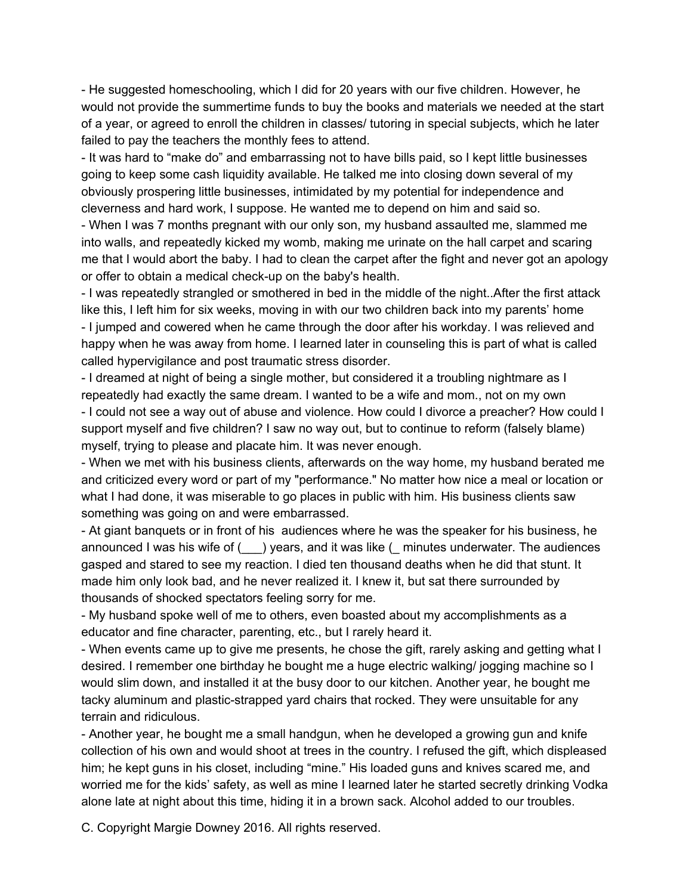- He suggested homeschooling, which I did for 20 years with our five children. However, he would not provide the summertime funds to buy the books and materials we needed at the start of a year, or agreed to enroll the children in classes/ tutoring in special subjects, which he later failed to pay the teachers the monthly fees to attend.
- It was hard to “make do” and embarrassing not to have bills paid, so I kept little businesses going to keep some cash liquidity available. He talked me into closing down several of my obviously prospering little businesses, intimidated by my potential for independence and cleverness and hard work, I suppose. He wanted me to depend on him and said so.
- When I was 7 months pregnant with our only son, my husband assaulted me, slammed me into walls, and repeatedly kicked my womb, making me urinate on the hall carpet and scaring me that I would abort the baby. I had to clean the carpet after the fight and never got an apology or offer to obtain a medical check-up on the baby's health.
- I was repeatedly strangled or smothered in bed in the middle of the night..After the first attack like this, I left him for six weeks, moving in with our two children back into my parents’ home
- I jumped and cowered when he came through the door after his workday. I was relieved and happy when he was away from home. I learned later in counseling this is part of what is called called hypervigilance and post traumatic stress disorder.
- I dreamed at night of being a single mother, but considered it a troubling nightmare as I repeatedly had exactly the same dream. I wanted to be a wife and mom., not on my own
- I could not see a way out of abuse and violence. How could I divorce a preacher? How could I support myself and five children? I saw no way out, but to continue to reform (falsely blame) myself, trying to please and placate him. It was never enough.
- When we met with his business clients, afterwards on the way home, my husband berated me and criticized every word or part of my "performance." No matter how nice a meal or location or what I had done, it was miserable to go places in public with him. His business clients saw something was going on and were embarrassed.
- At giant banquets or in front of his audiences where he was the speaker for his business, he announced I was his wife of (___) years, and it was like (_ minutes underwater. The audiences gasped and stared to see my reaction. I died ten thousand deaths when he did that stunt. It made him only look bad, and he never realized it. I knew it, but sat there surrounded by thousands of shocked spectators feeling sorry for me.
- My husband spoke well of me to others, even boasted about my accomplishments as a educator and fine character, parenting, etc., but I rarely heard it.
- When events came up to give me presents, he chose the gift, rarely asking and getting what I desired. I remember one birthday he bought me a huge electric walking/ jogging machine so I would slim down, and installed it at the busy door to our kitchen. Another year, he bought me tacky aluminum and plastic-strapped yard chairs that rocked. They were unsuitable for any terrain and ridiculous.
- Another year, he bought me a small handgun, when he developed a growing gun and knife collection of his own and would shoot at trees in the country. I refused the gift, which displeased him; he kept guns in his closet, including “mine.” His loaded guns and knives scared me, and worried me for the kids’ safety, as well as mine I learned later he started secretly drinking Vodka alone late at night about this time, hiding it in a brown sack. Alcohol added to our troubles.

C. Copyright Margie Downey 2016. All rights reserved.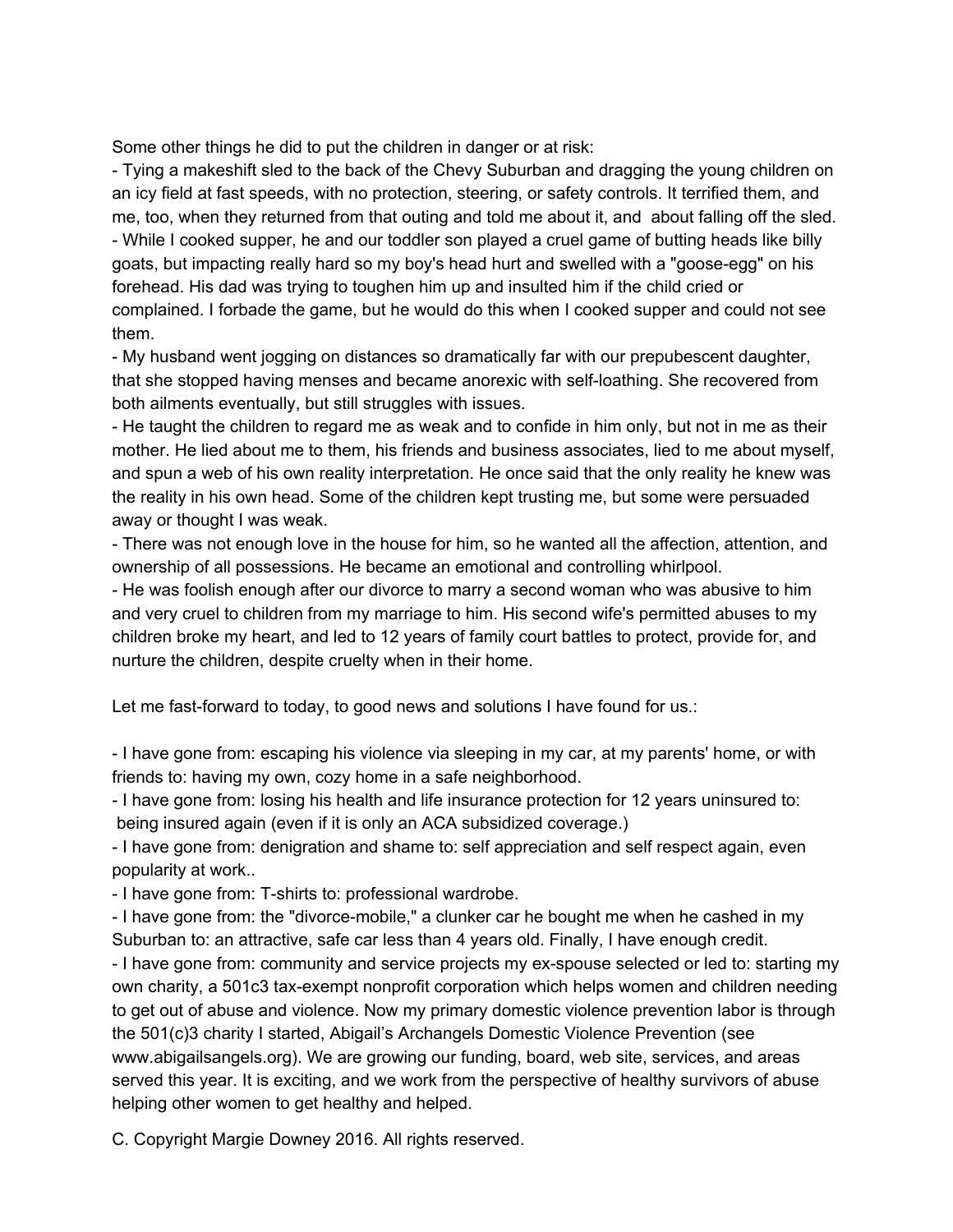Some other things he did to put the children in danger or at risk:

- Tying a makeshift sled to the back of the Chevy Suburban and dragging the young children on an icy field at fast speeds, with no protection, steering, or safety controls. It terrified them, and me, too, when they returned from that outing and told me about it, and about falling off the sled.
- While I cooked supper, he and our toddler son played a cruel game of butting heads like billy goats, but impacting really hard so my boy's head hurt and swelled with a "goose-egg" on his forehead. His dad was trying to toughen him up and insulted him if the child cried or complained. I forbade the game, but he would do this when I cooked supper and could not see them.
- My husband went jogging on distances so dramatically far with our prepubescent daughter, that she stopped having menses and became anorexic with self-loathing. She recovered from both ailments eventually, but still struggles with issues.
- He taught the children to regard me as weak and to confide in him only, but not in me as their mother. He lied about me to them, his friends and business associates, lied to me about myself, and spun a web of his own reality interpretation. He once said that the only reality he knew was the reality in his own head. Some of the children kept trusting me, but some were persuaded away or thought I was weak.
- There was not enough love in the house for him, so he wanted all the affection, attention, and ownership of all possessions. He became an emotional and controlling whirlpool.
- He was foolish enough after our divorce to marry a second woman who was abusive to him and very cruel to children from my marriage to him. His second wife's permitted abuses to my children broke my heart, and led to 12 years of family court battles to protect, provide for, and nurture the children, despite cruelty when in their home.

Let me fast-forward to today, to good news and solutions I have found for us.:

- I have gone from: escaping his violence via sleeping in my car, at my parents' home, or with friends to: having my own, cozy home in a safe neighborhood.
- I have gone from: losing his health and life insurance protection for 12 years uninsured to: being insured again (even if it is only an ACA subsidized coverage.)
- I have gone from: denigration and shame to: self appreciation and self respect again, even popularity at work..
- I have gone from: T-shirts to: professional wardrobe.
- I have gone from: the "divorce-mobile," a clunker car he bought me when he cashed in my Suburban to: an attractive, safe car less than 4 years old. Finally, I have enough credit.
- I have gone from: community and service projects my ex-spouse selected or led to: starting my own charity, a 501c3 tax-exempt nonprofit corporation which helps women and children needing to get out of abuse and violence. Now my primary domestic violence prevention labor is through the 501(c)3 charity I started, Abigail's Archangels Domestic Violence Prevention (see www.abigailsangels.org). We are growing our funding, board, web site, services, and areas served this year. It is exciting, and we work from the perspective of healthy survivors of abuse helping other women to get healthy and helped.

C. Copyright Margie Downey 2016. All rights reserved.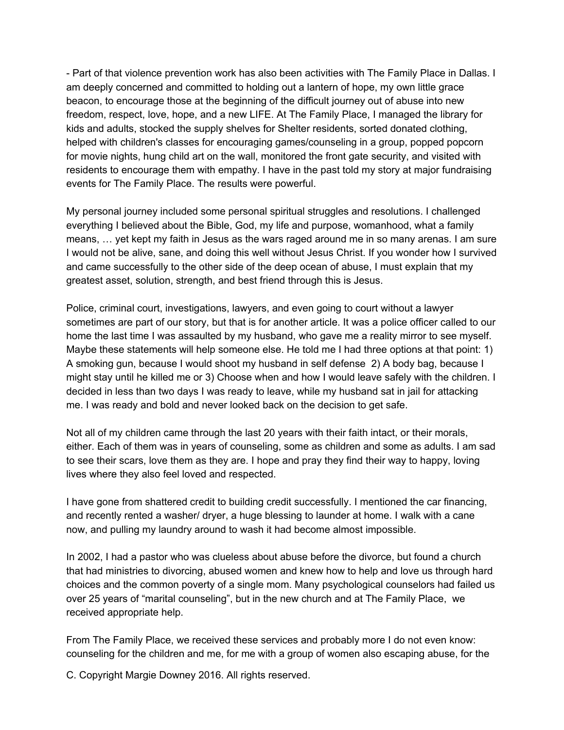- Part of that violence prevention work has also been activities with The Family Place in Dallas. I am deeply concerned and committed to holding out a lantern of hope, my own little grace beacon, to encourage those at the beginning of the difficult journey out of abuse into new freedom, respect, love, hope, and a new LIFE. At The Family Place, I managed the library for kids and adults, stocked the supply shelves for Shelter residents, sorted donated clothing, helped with children's classes for encouraging games/counseling in a group, popped popcorn for movie nights, hung child art on the wall, monitored the front gate security, and visited with residents to encourage them with empathy. I have in the past told my story at major fundraising events for The Family Place. The results were powerful.

My personal journey included some personal spiritual struggles and resolutions. I challenged everything I believed about the Bible, God, my life and purpose, womanhood, what a family means, … yet kept my faith in Jesus as the wars raged around me in so many arenas. I am sure I would not be alive, sane, and doing this well without Jesus Christ. If you wonder how I survived and came successfully to the other side of the deep ocean of abuse, I must explain that my greatest asset, solution, strength, and best friend through this is Jesus.

Police, criminal court, investigations, lawyers, and even going to court without a lawyer sometimes are part of our story, but that is for another article. It was a police officer called to our home the last time I was assaulted by my husband, who gave me a reality mirror to see myself. Maybe these statements will help someone else. He told me I had three options at that point: 1) A smoking gun, because I would shoot my husband in self defense 2) A body bag, because I might stay until he killed me or 3) Choose when and how I would leave safely with the children. I decided in less than two days I was ready to leave, while my husband sat in jail for attacking me. I was ready and bold and never looked back on the decision to get safe.

Not all of my children came through the last 20 years with their faith intact, or their morals, either. Each of them was in years of counseling, some as children and some as adults. I am sad to see their scars, love them as they are. I hope and pray they find their way to happy, loving lives where they also feel loved and respected.

I have gone from shattered credit to building credit successfully. I mentioned the car financing, and recently rented a washer/ dryer, a huge blessing to launder at home. I walk with a cane now, and pulling my laundry around to wash it had become almost impossible.

In 2002, I had a pastor who was clueless about abuse before the divorce, but found a church that had ministries to divorcing, abused women and knew how to help and love us through hard choices and the common poverty of a single mom. Many psychological counselors had failed us over 25 years of "marital counseling", but in the new church and at The Family Place, we received appropriate help.

From The Family Place, we received these services and probably more I do not even know: counseling for the children and me, for me with a group of women also escaping abuse, for the

C. Copyright Margie Downey 2016. All rights reserved.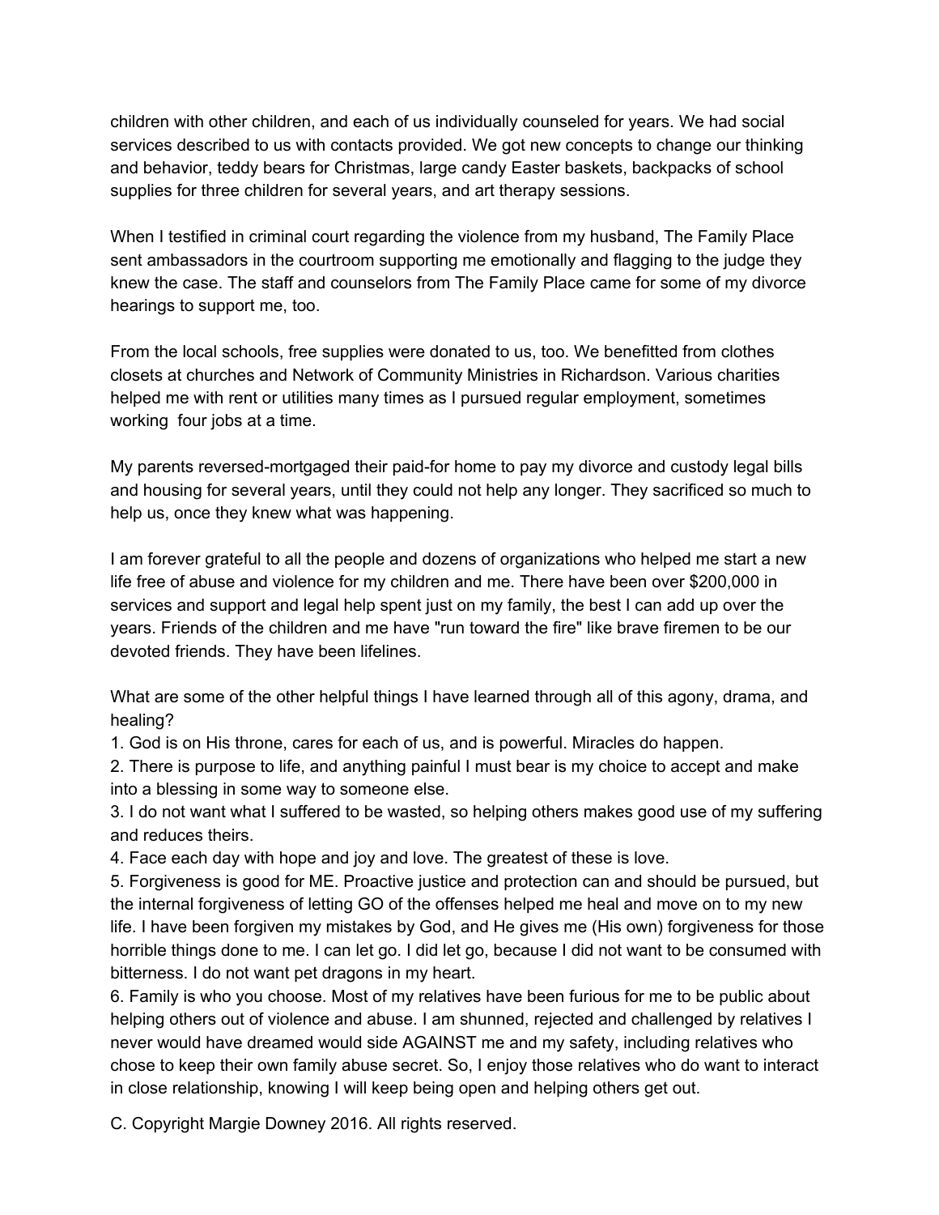children with other children, and each of us individually counseled for years. We had social services described to us with contacts provided. We got new concepts to change our thinking and behavior, teddy bears for Christmas, large candy Easter baskets, backpacks of school supplies for three children for several years, and art therapy sessions.

When I testified in criminal court regarding the violence from my husband, The Family Place sent ambassadors in the courtroom supporting me emotionally and flagging to the judge they knew the case. The staff and counselors from The Family Place came for some of my divorce hearings to support me, too.

From the local schools, free supplies were donated to us, too. We benefitted from clothes closets at churches and Network of Community Ministries in Richardson. Various charities helped me with rent or utilities many times as I pursued regular employment, sometimes working four jobs at a time.

My parents reversed-mortgaged their paid-for home to pay my divorce and custody legal bills and housing for several years, until they could not help any longer. They sacrificed so much to help us, once they knew what was happening.

I am forever grateful to all the people and dozens of organizations who helped me start a new life free of abuse and violence for my children and me. There have been over $200,000 in services and support and legal help spent just on my family, the best I can add up over the years. Friends of the children and me have "run toward the fire" like brave firemen to be our devoted friends. They have been lifelines.

What are some of the other helpful things I have learned through all of this agony, drama, and healing?

1. God is on His throne, cares for each of us, and is powerful. Miracles do happen.
2. There is purpose to life, and anything painful I must bear is my choice to accept and make into a blessing in some way to someone else.
3. I do not want what I suffered to be wasted, so helping others makes good use of my suffering and reduces theirs.
4. Face each day with hope and joy and love. The greatest of these is love.
5. Forgiveness is good for ME. Proactive justice and protection can and should be pursued, but the internal forgiveness of letting GO of the offenses helped me heal and move on to my new life. I have been forgiven my mistakes by God, and He gives me (His own) forgiveness for those horrible things done to me. I can let go. I did let go, because I did not want to be consumed with bitterness. I do not want pet dragons in my heart.
6. Family is who you choose. Most of my relatives have been furious for me to be public about helping others out of violence and abuse. I am shunned, rejected and challenged by relatives I never would have dreamed would side AGAINST me and my safety, including relatives who chose to keep their own family abuse secret. So, I enjoy those relatives who do want to interact in close relationship, knowing I will keep being open and helping others get out.

C. Copyright Margie Downey 2016. All rights reserved.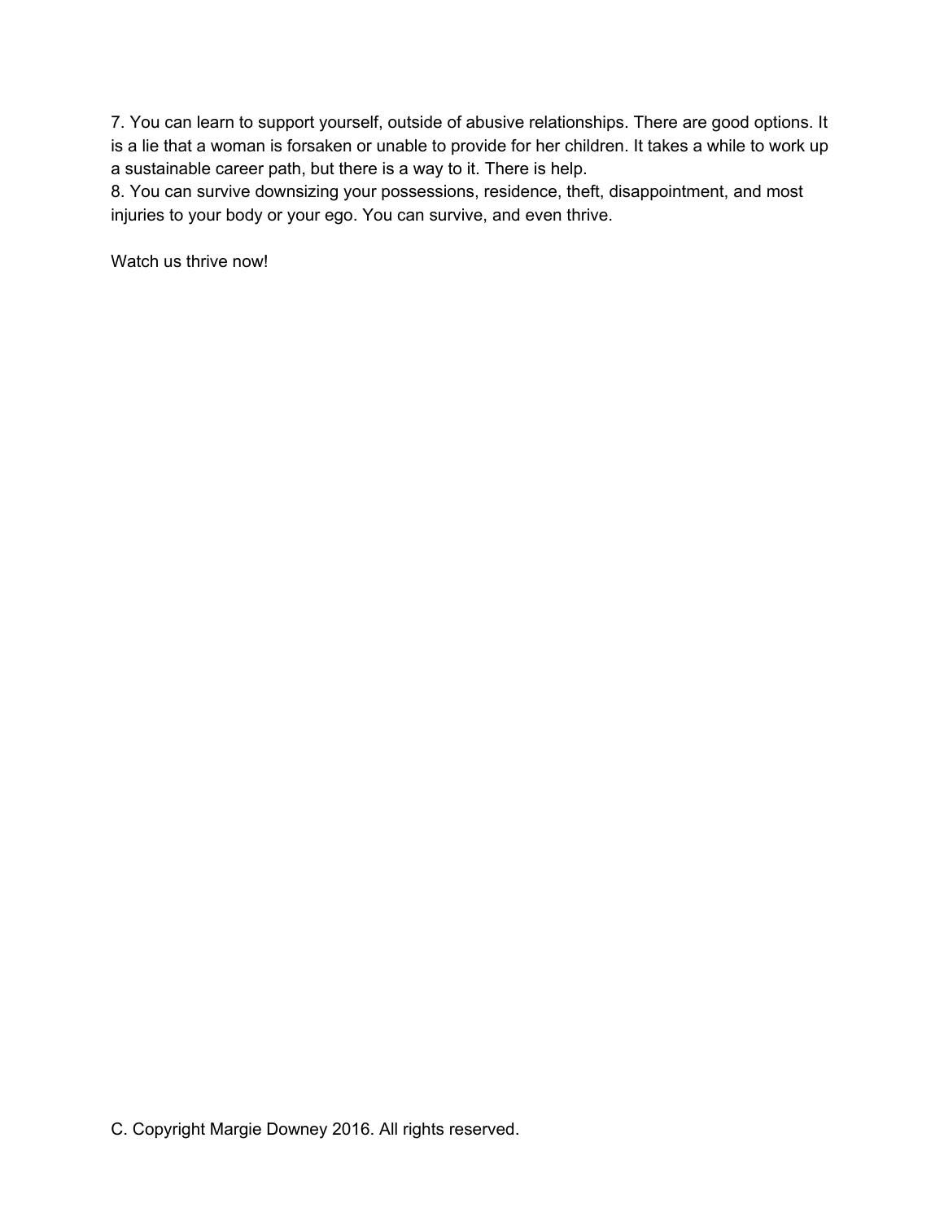7. You can learn to support yourself, outside of abusive relationships. There are good options. It is a lie that a woman is forsaken or unable to provide for her children. It takes a while to work up a sustainable career path, but there is a way to it. There is help.
8. You can survive downsizing your possessions, residence, theft, disappointment, and most injuries to your body or your ego. You can survive, and even thrive.

Watch us thrive now!

C. Copyright Margie Downey 2016. All rights reserved.